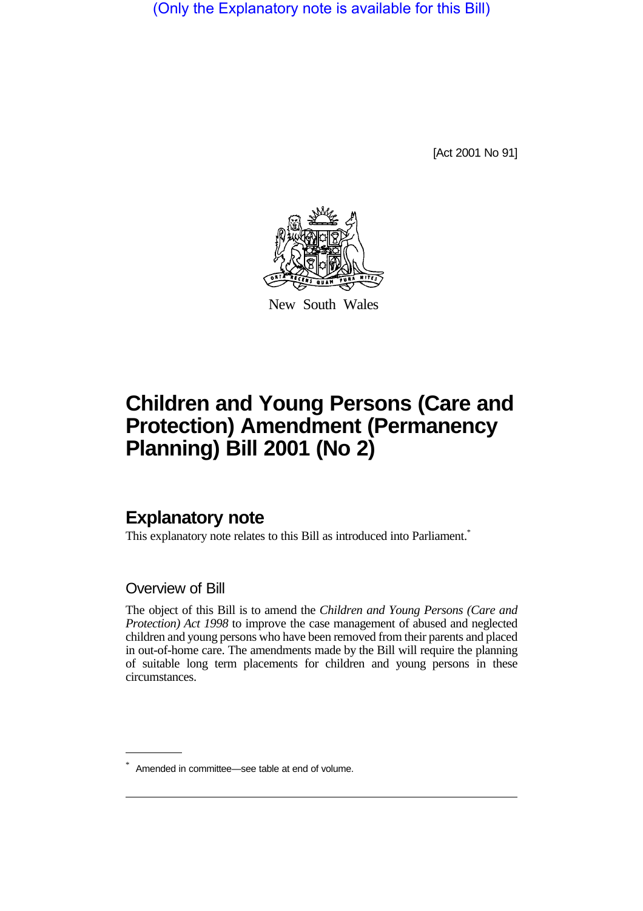(Only the Explanatory note is available for this Bill)

[Act 2001 No 91]

New South Wales

# Children and Young Persons (Care and Protection) Amendment (Permanency Planning) Bill 2001 (No 2)

## Explanatory note

This explanatory note relates to this Bill as introduced into Parliament.*

### Overview of Bill

The object of this Bill is to amend the *Children and Young Persons (Care and Protection) Act 1998* to improve the case management of abused and neglected children and young persons who have been removed from their parents and placed in out-of-home care. The amendments made by the Bill will require the planning of suitable long term placements for children and young persons in these circumstances.

* Amended in committee—see table at end of volume.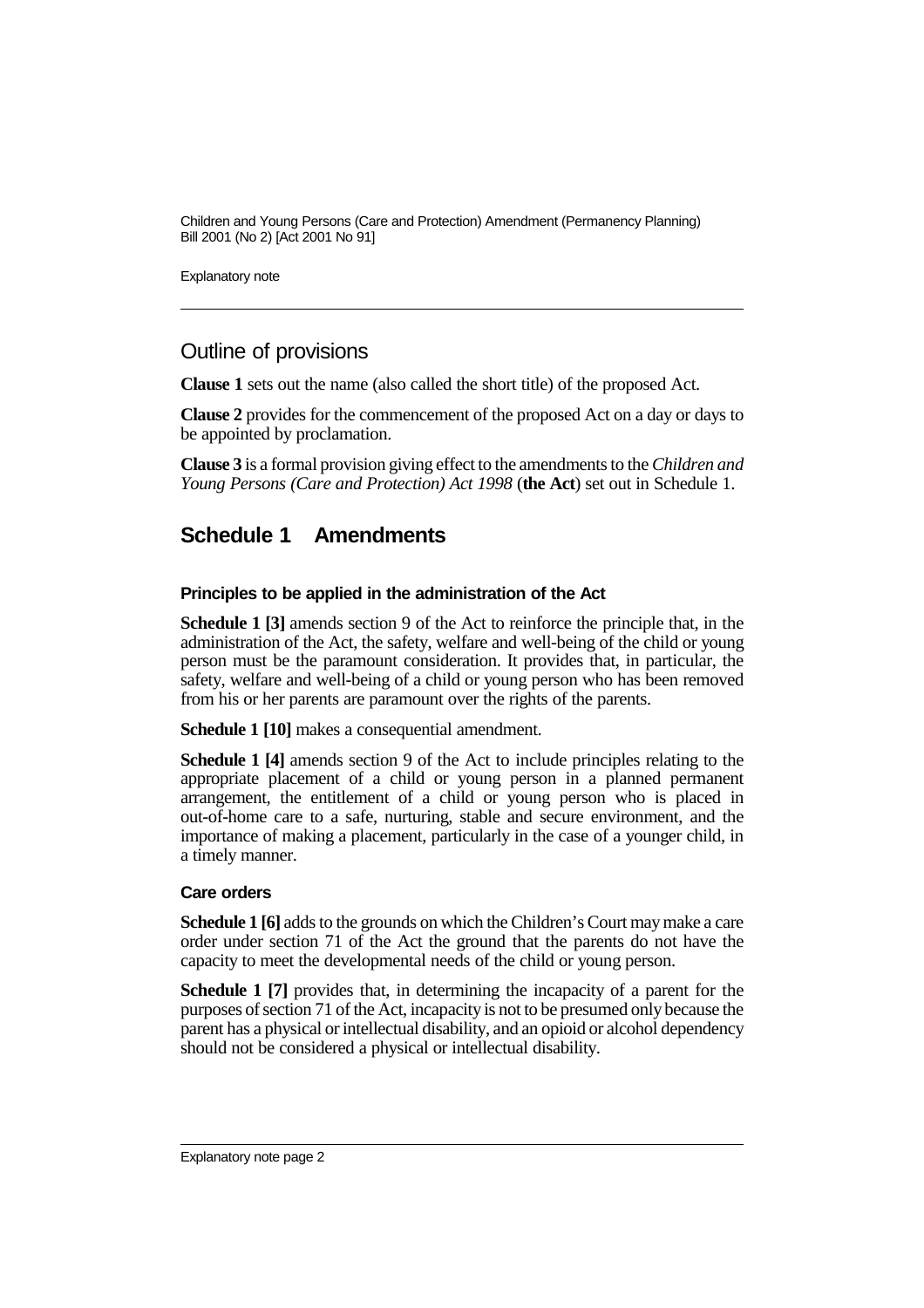## Outline of provisions

**Clause 1** sets out the name (also called the short title) of the proposed Act.

**Clause 2** provides for the commencement of the proposed Act on a day or days to be appointed by proclamation.

**Clause 3** is a formal provision giving effect to the amendments to the *Children and Young Persons (Care and Protection) Act 1998* (**the Act**) set out in Schedule 1.

## Schedule 1 Amendments

### Principles to be applied in the administration of the Act

**Schedule 1 [3]** amends section 9 of the Act to reinforce the principle that, in the administration of the Act, the safety, welfare and well-being of the child or young person must be the paramount consideration. It provides that, in particular, the safety, welfare and well-being of a child or young person who has been removed from his or her parents are paramount over the rights of the parents.

**Schedule 1 [10]** makes a consequential amendment.

**Schedule 1 [4]** amends section 9 of the Act to include principles relating to the appropriate placement of a child or young person in a planned permanent arrangement, the entitlement of a child or young person who is placed in out-of-home care to a safe, nurturing, stable and secure environment, and the importance of making a placement, particularly in the case of a younger child, in a timely manner.

### Care orders

**Schedule 1 [6]** adds to the grounds on which the Children's Court may make a care order under section 71 of the Act the ground that the parents do not have the capacity to meet the developmental needs of the child or young person.

**Schedule 1 [7]** provides that, in determining the incapacity of a parent for the purposes of section 71 of the Act, incapacity is not to be presumed only because the parent has a physical or intellectual disability, and an opioid or alcohol dependency should not be considered a physical or intellectual disability.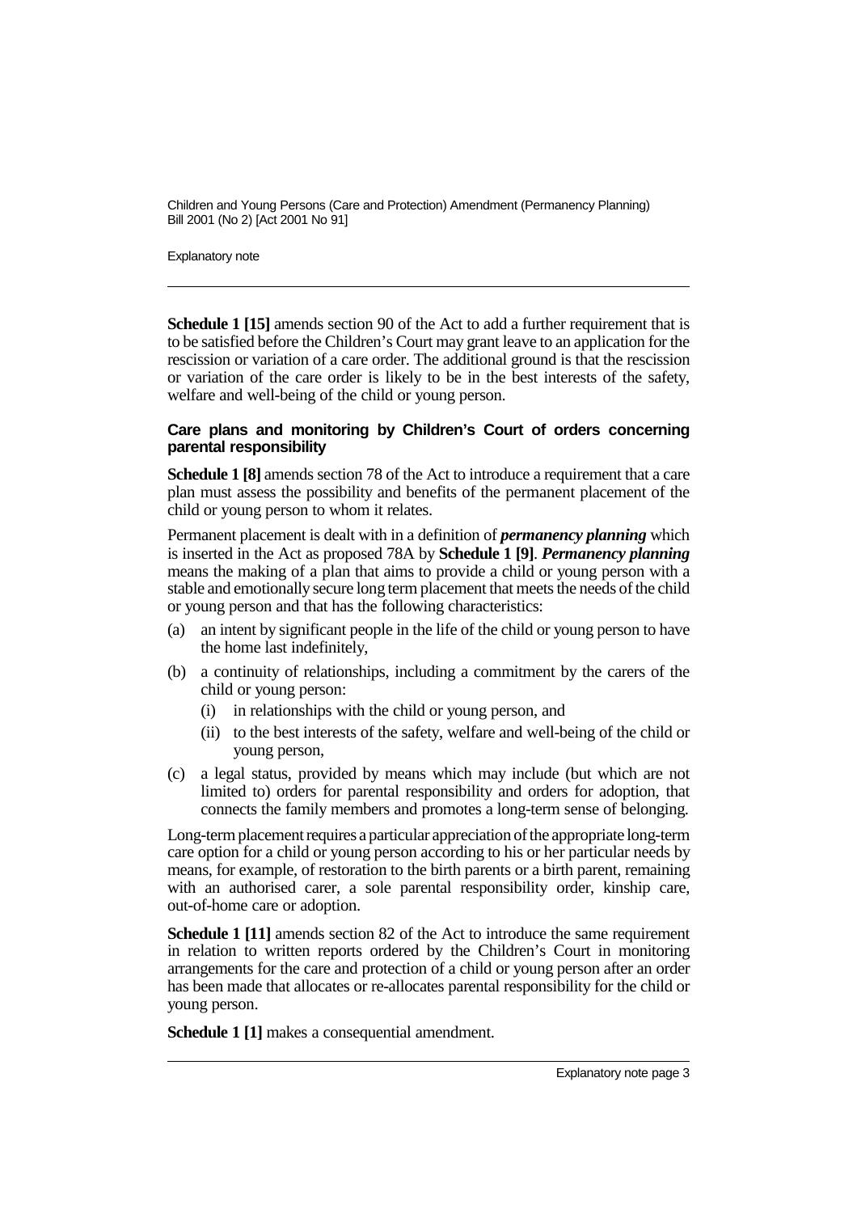**Schedule 1 [15]** amends section 90 of the Act to add a further requirement that is to be satisfied before the Children's Court may grant leave to an application for the rescission or variation of a care order. The additional ground is that the rescission or variation of the care order is likely to be in the best interests of the safety, welfare and well-being of the child or young person.

### Care plans and monitoring by Children's Court of orders concerning parental responsibility

**Schedule 1 [8]** amends section 78 of the Act to introduce a requirement that a care plan must assess the possibility and benefits of the permanent placement of the child or young person to whom it relates.

Permanent placement is dealt with in a definition of ***permanency planning*** which is inserted in the Act as proposed 78A by **Schedule 1 [9]**. ***Permanency planning*** means the making of a plan that aims to provide a child or young person with a stable and emotionally secure long term placement that meets the needs of the child or young person and that has the following characteristics:

(a) an intent by significant people in the life of the child or young person to have the home last indefinitely,

(b) a continuity of relationships, including a commitment by the carers of the child or young person:

  (i) in relationships with the child or young person, and

  (ii) to the best interests of the safety, welfare and well-being of the child or young person,

(c) a legal status, provided by means which may include (but which are not limited to) orders for parental responsibility and orders for adoption, that connects the family members and promotes a long-term sense of belonging.

Long-term placement requires a particular appreciation of the appropriate long-term care option for a child or young person according to his or her particular needs by means, for example, of restoration to the birth parents or a birth parent, remaining with an authorised carer, a sole parental responsibility order, kinship care, out-of-home care or adoption.

**Schedule 1 [11]** amends section 82 of the Act to introduce the same requirement in relation to written reports ordered by the Children's Court in monitoring arrangements for the care and protection of a child or young person after an order has been made that allocates or re-allocates parental responsibility for the child or young person.

**Schedule 1 [1]** makes a consequential amendment.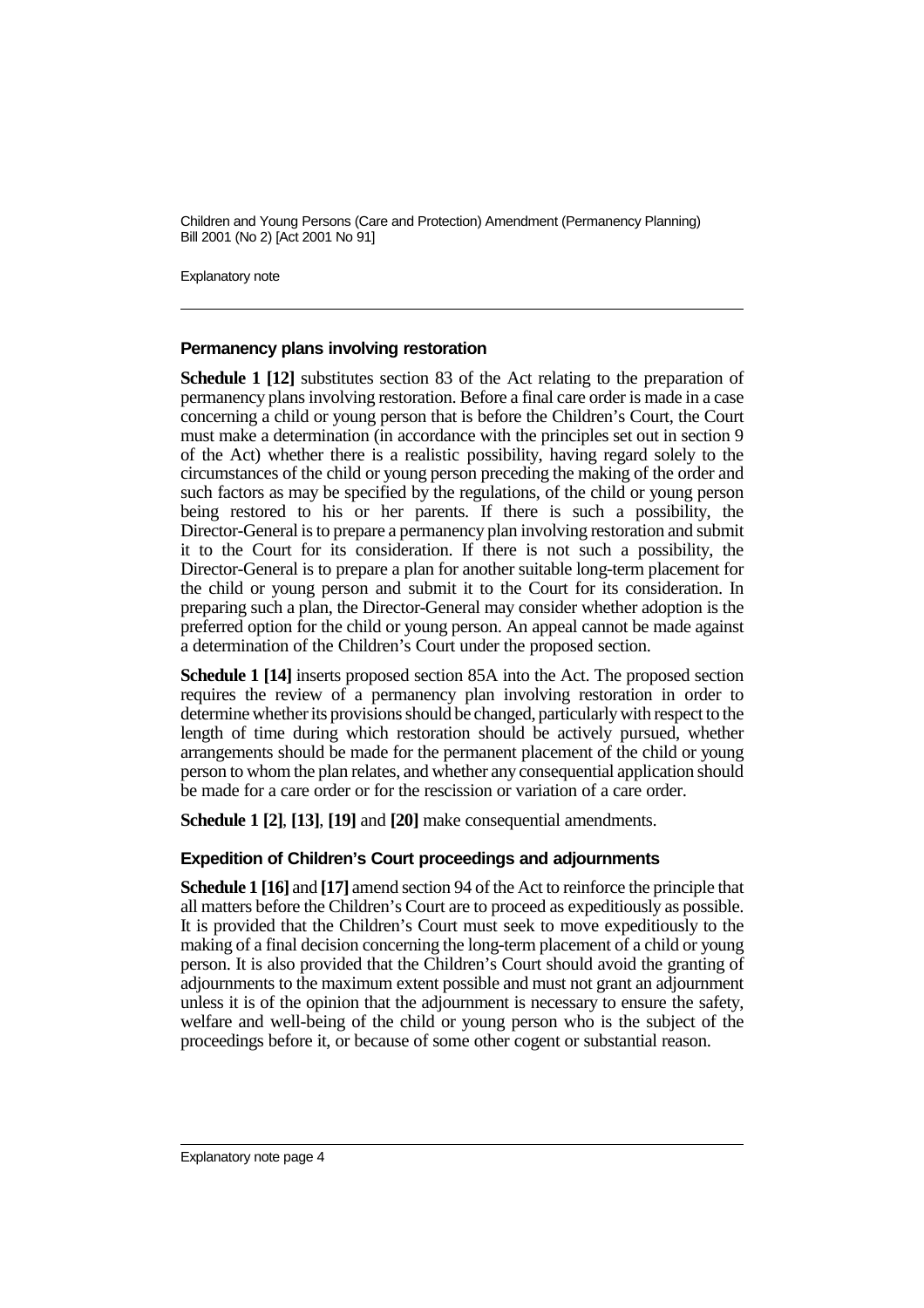### Permanency plans involving restoration

**Schedule 1 [12]** substitutes section 83 of the Act relating to the preparation of permanency plans involving restoration. Before a final care order is made in a case concerning a child or young person that is before the Children's Court, the Court must make a determination (in accordance with the principles set out in section 9 of the Act) whether there is a realistic possibility, having regard solely to the circumstances of the child or young person preceding the making of the order and such factors as may be specified by the regulations, of the child or young person being restored to his or her parents. If there is such a possibility, the Director-General is to prepare a permanency plan involving restoration and submit it to the Court for its consideration. If there is not such a possibility, the Director-General is to prepare a plan for another suitable long-term placement for the child or young person and submit it to the Court for its consideration. In preparing such a plan, the Director-General may consider whether adoption is the preferred option for the child or young person. An appeal cannot be made against a determination of the Children's Court under the proposed section.

**Schedule 1 [14]** inserts proposed section 85A into the Act. The proposed section requires the review of a permanency plan involving restoration in order to determine whether its provisions should be changed, particularly with respect to the length of time during which restoration should be actively pursued, whether arrangements should be made for the permanent placement of the child or young person to whom the plan relates, and whether any consequential application should be made for a care order or for the rescission or variation of a care order.

**Schedule 1 [2]**, **[13]**, **[19]** and **[20]** make consequential amendments.

### Expedition of Children's Court proceedings and adjournments

**Schedule 1 [16]** and **[17]** amend section 94 of the Act to reinforce the principle that all matters before the Children's Court are to proceed as expeditiously as possible. It is provided that the Children's Court must seek to move expeditiously to the making of a final decision concerning the long-term placement of a child or young person. It is also provided that the Children's Court should avoid the granting of adjournments to the maximum extent possible and must not grant an adjournment unless it is of the opinion that the adjournment is necessary to ensure the safety, welfare and well-being of the child or young person who is the subject of the proceedings before it, or because of some other cogent or substantial reason.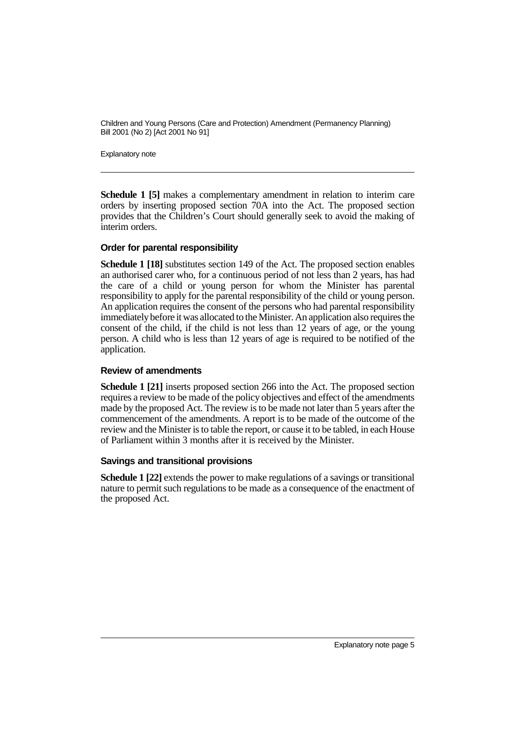**Schedule 1 [5]** makes a complementary amendment in relation to interim care orders by inserting proposed section 70A into the Act. The proposed section provides that the Children's Court should generally seek to avoid the making of interim orders.

### Order for parental responsibility

**Schedule 1 [18]** substitutes section 149 of the Act. The proposed section enables an authorised carer who, for a continuous period of not less than 2 years, has had the care of a child or young person for whom the Minister has parental responsibility to apply for the parental responsibility of the child or young person. An application requires the consent of the persons who had parental responsibility immediately before it was allocated to the Minister. An application also requires the consent of the child, if the child is not less than 12 years of age, or the young person. A child who is less than 12 years of age is required to be notified of the application.

### Review of amendments

**Schedule 1 [21]** inserts proposed section 266 into the Act. The proposed section requires a review to be made of the policy objectives and effect of the amendments made by the proposed Act. The review is to be made not later than 5 years after the commencement of the amendments. A report is to be made of the outcome of the review and the Minister is to table the report, or cause it to be tabled, in each House of Parliament within 3 months after it is received by the Minister.

### Savings and transitional provisions

**Schedule 1 [22]** extends the power to make regulations of a savings or transitional nature to permit such regulations to be made as a consequence of the enactment of the proposed Act.